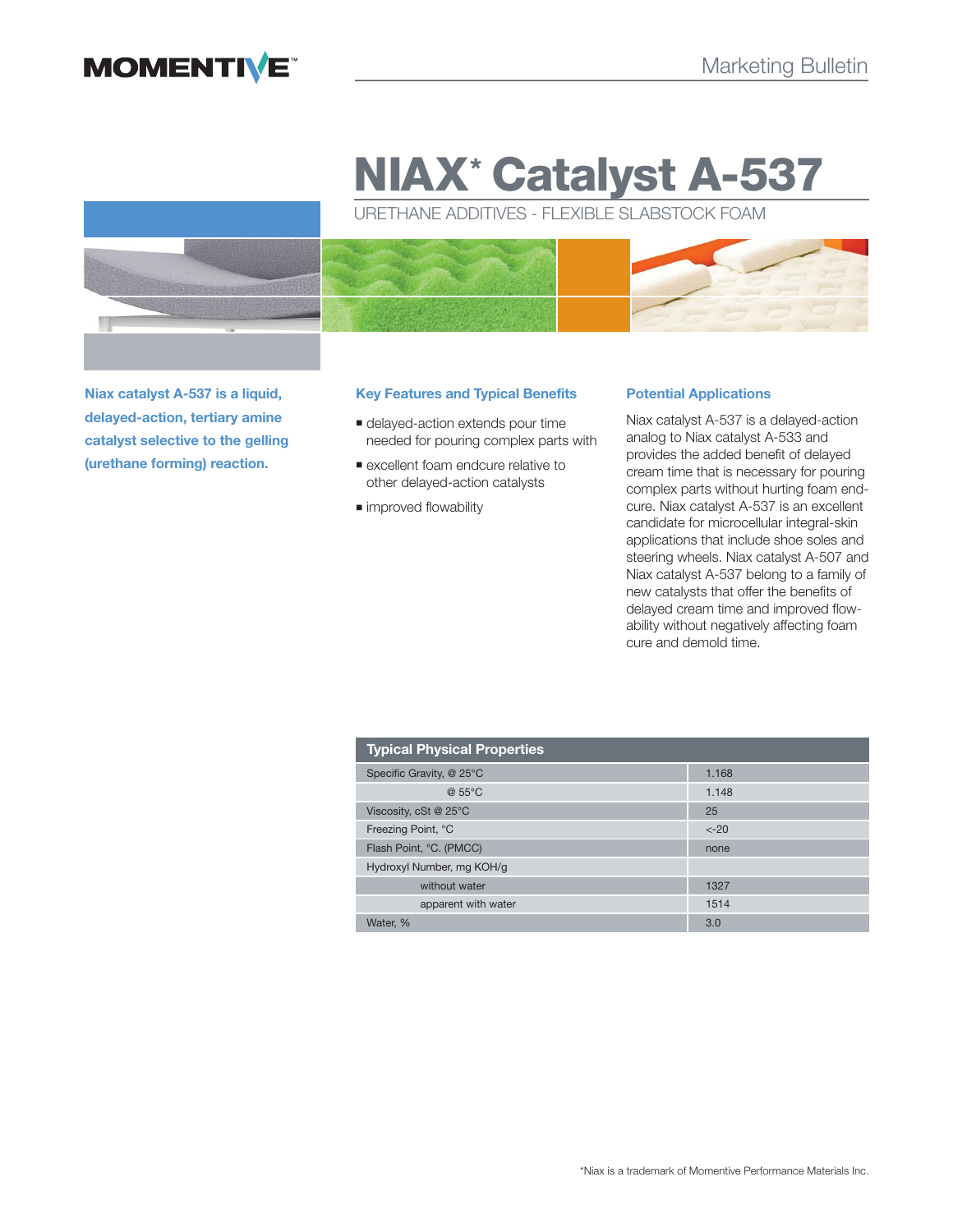MOMENTIVE™

Marketing Bulletin

# NIAX* Catalyst A-537

URETHANE ADDITIVES - FLEXIBLE SLABSTOCK FOAM

**Niax catalyst A-537 is a liquid, delayed-action, tertiary amine catalyst selective to the gelling (urethane forming) reaction.**

### Key Features and Typical Benefits

- delayed-action extends pour time needed for pouring complex parts with
- excellent foam endcure relative to other delayed-action catalysts
- improved flowability

### Potential Applications

Niax catalyst A-537 is a delayed-action analog to Niax catalyst A-533 and provides the added benefit of delayed cream time that is necessary for pouring complex parts without hurting foam end-cure. Niax catalyst A-537 is an excellent candidate for microcellular integral-skin applications that include shoe soles and steering wheels. Niax catalyst A-507 and Niax catalyst A-537 belong to a family of new catalysts that offer the benefits of delayed cream time and improved flow-ability without negatively affecting foam cure and demold time.

| Typical Physical Properties | |
|---|---|
| Specific Gravity, @ 25°C | 1.168 |
| @ 55°C | 1.148 |
| Viscosity, cSt @ 25°C | 25 |
| Freezing Point, °C | <-20 |
| Flash Point, °C. (PMCC) | none |
| Hydroxyl Number, mg KOH/g | |
| without water | 1327 |
| apparent with water | 1514 |
| Water, % | 3.0 |

*Niax is a trademark of Momentive Performance Materials Inc.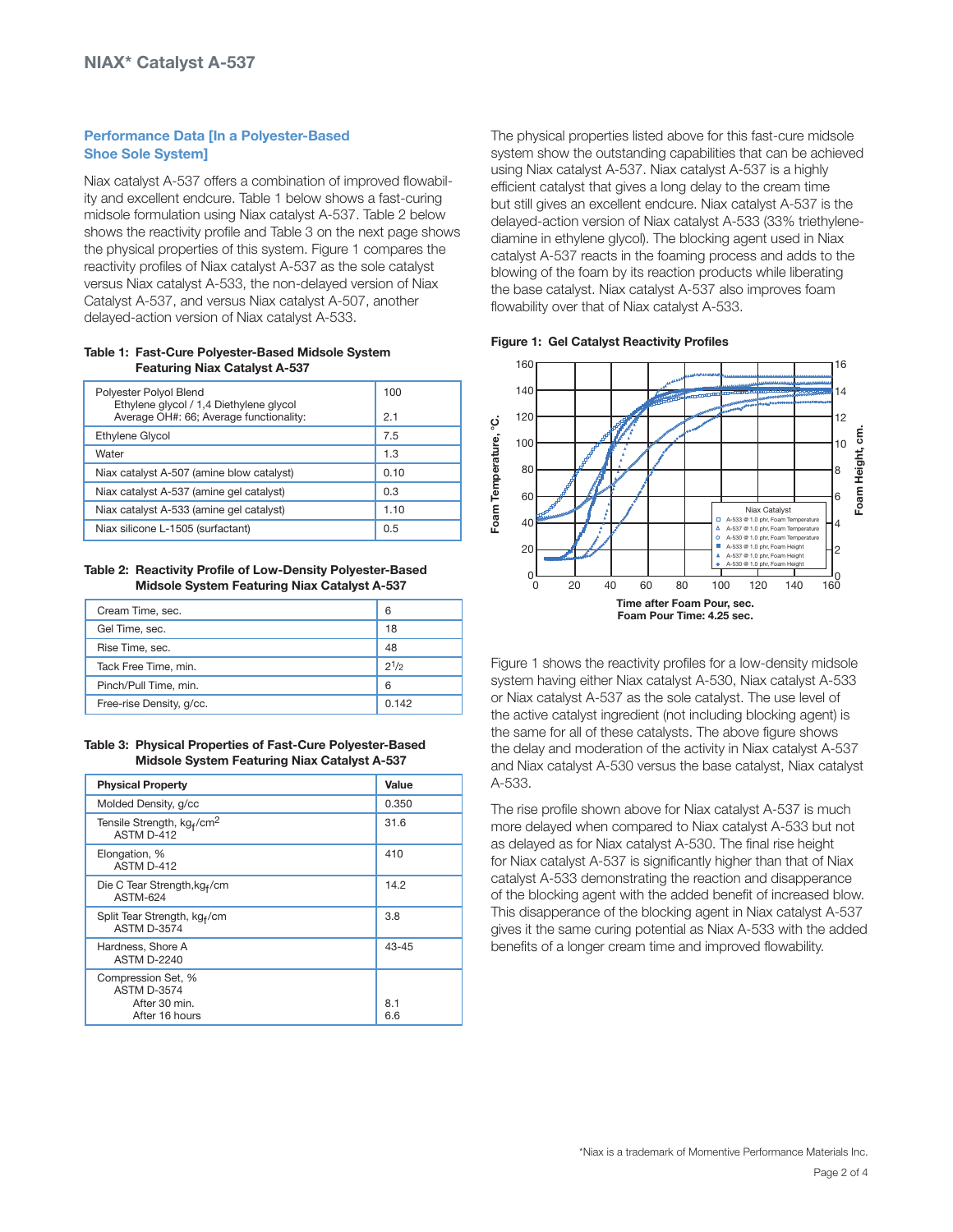# NIAX* Catalyst A-537

## Performance Data [In a Polyester-Based Shoe Sole System]

Niax catalyst A-537 offers a combination of improved flowability and excellent endcure. Table 1 below shows a fast-curing midsole formulation using Niax catalyst A-537. Table 2 below shows the reactivity profile and Table 3 on the next page shows the physical properties of this system. Figure 1 compares the reactivity profiles of Niax catalyst A-537 as the sole catalyst versus Niax catalyst A-533, the non-delayed version of Niax Catalyst A-537, and versus Niax catalyst A-507, another delayed-action version of Niax catalyst A-533.

**Table 1: Fast-Cure Polyester-Based Midsole System Featuring Niax Catalyst A-537**

| | |
|---|---|
| Polyester Polyol Blend<br>Ethylene glycol / 1,4 Diethylene glycol<br>Average OH#: 66; Average functionality: | 100<br><br>2.1 |
| Ethylene Glycol | 7.5 |
| Water | 1.3 |
| Niax catalyst A-507 (amine blow catalyst) | 0.10 |
| Niax catalyst A-537 (amine gel catalyst) | 0.3 |
| Niax catalyst A-533 (amine gel catalyst) | 1.10 |
| Niax silicone L-1505 (surfactant) | 0.5 |

**Table 2: Reactivity Profile of Low-Density Polyester-Based Midsole System Featuring Niax Catalyst A-537**

| | |
|---|---|
| Cream Time, sec. | 6 |
| Gel Time, sec. | 18 |
| Rise Time, sec. | 48 |
| Tack Free Time, min. | 2 1/2 |
| Pinch/Pull Time, min. | 6 |
| Free-rise Density, g/cc. | 0.142 |

**Table 3: Physical Properties of Fast-Cure Polyester-Based Midsole System Featuring Niax Catalyst A-537**

| Physical Property | Value |
|---|---|
| Molded Density, g/cc | 0.350 |
| Tensile Strength, $kg_f/cm^2$<br>ASTM D-412 | 31.6 |
| Elongation, %<br>ASTM D-412 | 410 |
| Die C Tear Strength, $kg_f/cm$<br>ASTM-624 | 14.2 |
| Split Tear Strength, $kg_f/cm$<br>ASTM D-3574 | 3.8 |
| Hardness, Shore A<br>ASTM D-2240 | 43-45 |
| Compression Set, %<br>ASTM D-3574<br>After 30 min.<br>After 16 hours | <br><br>8.1<br>6.6 |

The physical properties listed above for this fast-cure midsole system show the outstanding capabilities that can be achieved using Niax catalyst A-537. Niax catalyst A-537 is a highly efficient catalyst that gives a long delay to the cream time but still gives an excellent endcure. Niax catalyst A-537 is the delayed-action version of Niax catalyst A-533 (33% triethylenediamine in ethylene glycol). The blocking agent used in Niax catalyst A-537 reacts in the foaming process and adds to the blowing of the foam by its reaction products while liberating the base catalyst. Niax catalyst A-537 also improves foam flowability over that of Niax catalyst A-533.

**Figure 1: Gel Catalyst Reactivity Profiles**

Figure 1 shows the reactivity profiles for a low-density midsole system having either Niax catalyst A-530, Niax catalyst A-533 or Niax catalyst A-537 as the sole catalyst. The use level of the active catalyst ingredient (not including blocking agent) is the same for all of these catalysts. The above figure shows the delay and moderation of the activity in Niax catalyst A-537 and Niax catalyst A-530 versus the base catalyst, Niax catalyst A-533.

The rise profile shown above for Niax catalyst A-537 is much more delayed when compared to Niax catalyst A-533 but not as delayed as for Niax catalyst A-530. The final rise height for Niax catalyst A-537 is significantly higher than that of Niax catalyst A-533 demonstrating the reaction and disappearance of the blocking agent with the added benefit of increased blow. This disappearance of the blocking agent in Niax catalyst A-537 gives it the same curing potential as Niax A-533 with the added benefits of a longer cream time and improved flowability.

*Niax is a trademark of Momentive Performance Materials Inc.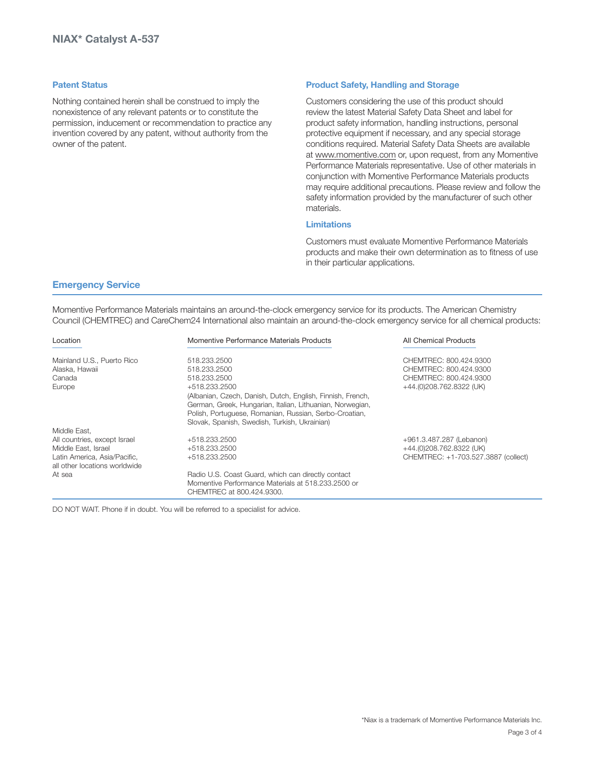## Patent Status

Nothing contained herein shall be construed to imply the nonexistence of any relevant patents or to constitute the permission, inducement or recommendation to practice any invention covered by any patent, without authority from the owner of the patent.

## Product Safety, Handling and Storage

Customers considering the use of this product should review the latest Material Safety Data Sheet and label for product safety information, handling instructions, personal protective equipment if necessary, and any special storage conditions required. Material Safety Data Sheets are available at www.momentive.com or, upon request, from any Momentive Performance Materials representative. Use of other materials in conjunction with Momentive Performance Materials products may require additional precautions. Please review and follow the safety information provided by the manufacturer of such other materials.

## Limitations

Customers must evaluate Momentive Performance Materials products and make their own determination as to fitness of use in their particular applications.

## Emergency Service

Momentive Performance Materials maintains an around-the-clock emergency service for its products. The American Chemistry Council (CHEMTREC) and CareChem24 International also maintain an around-the-clock emergency service for all chemical products:

| Location | Momentive Performance Materials Products | All Chemical Products |
|---|---|---|
| Mainland U.S., Puerto Rico | 518.233.2500 | CHEMTREC: 800.424.9300 |
| Alaska, Hawaii | 518.233.2500 | CHEMTREC: 800.424.9300 |
| Canada | 518.233.2500 | CHEMTREC: 800.424.9300 |
| Europe | +518.233.2500 (Albanian, Czech, Danish, Dutch, English, Finnish, French, German, Greek, Hungarian, Italian, Lithuanian, Norwegian, Polish, Portuguese, Romanian, Russian, Serbo-Croatian, Slovak, Spanish, Swedish, Turkish, Ukrainian) | +44.(0)208.762.8322 (UK) |
| Middle East, All countries, except Israel | +518.233.2500 | +961.3.487.287 (Lebanon) |
| Middle East, Israel | +518.233.2500 | +44.(0)208.762.8322 (UK) |
| Latin America, Asia/Pacific, all other locations worldwide | +518.233.2500 | CHEMTREC: +1-703.527.3887 (collect) |
| At sea | Radio U.S. Coast Guard, which can directly contact Momentive Performance Materials at 518.233.2500 or CHEMTREC at 800.424.9300. | |

DO NOT WAIT. Phone if in doubt. You will be referred to a specialist for advice.

*Niax is a trademark of Momentive Performance Materials Inc.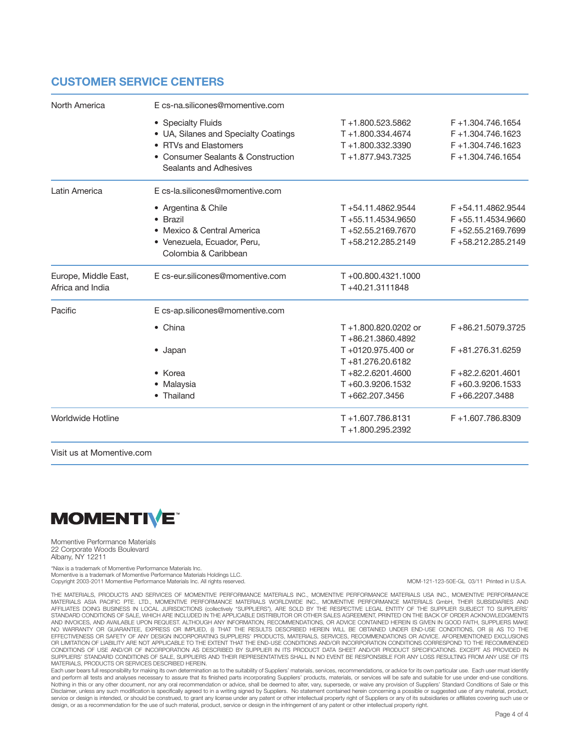## CUSTOMER SERVICE CENTERS

| | | | |
|---|---|---|---|
| North America | E cs-na.silicones@momentive.com | | |
| | • Specialty Fluids | T +1.800.523.5862 | F +1.304.746.1654 |
| | • UA, Silanes and Specialty Coatings | T +1.800.334.4674 | F +1.304.746.1623 |
| | • RTVs and Elastomers | T +1.800.332.3390 | F +1.304.746.1623 |
| | • Consumer Sealants & Construction Sealants and Adhesives | T +1.877.943.7325 | F +1.304.746.1654 |
| Latin America | E cs-la.silicones@momentive.com | | |
| | • Argentina & Chile | T +54.11.4862.9544 | F +54.11.4862.9544 |
| | • Brazil | T +55.11.4534.9650 | F +55.11.4534.9660 |
| | • Mexico & Central America | T +52.55.2169.7670 | F +52.55.2169.7699 |
| | • Venezuela, Ecuador, Peru, Colombia & Caribbean | T +58.212.285.2149 | F +58.212.285.2149 |
| Europe, Middle East, Africa and India | E cs-eur.silicones@momentive.com | T +00.800.4321.1000<br>T +40.21.3111848 | |
| Pacific | E cs-ap.silicones@momentive.com | | |
| | • China | T +1.800.820.0202 or<br>T +86.21.3860.4892 | F +86.21.5079.3725 |
| | • Japan | T +0120.975.400 or<br>T +81.276.20.6182 | F +81.276.31.6259 |
| | • Korea | T +82.2.6201.4600 | F +82.2.6201.4601 |
| | • Malaysia | T +60.3.9206.1532 | F +60.3.9206.1533 |
| | • Thailand | T +662.207.3456 | F +66.2207.3488 |
| Worldwide Hotline | | T +1.607.786.8131<br>T +1.800.295.2392 | F +1.607.786.8309 |

Visit us at Momentive.com

MOMENTIVE™

Momentive Performance Materials
22 Corporate Woods Boulevard
Albany, NY 12211

*Niax is a trademark of Momentive Performance Materials Inc.
Momentive is a trademark of Momentive Performance Materials Holdings LLC.
Copyright 2003-2011 Momentive Performance Materials Inc. All rights reserved.

MOM-121-123-50E-GL 03/11 Printed in U.S.A.

THE MATERIALS, PRODUCTS AND SERVICES OF MOMENTIVE PERFORMANCE MATERIALS INC., MOMENTIVE PERFORMANCE MATERIALS USA INC., MOMENTIVE PERFORMANCE MATERIALS ASIA PACIFIC PTE. LTD., MOMENTIVE PERFORMANCE MATERIALS WORLDWIDE INC., MOMENTIVE PERFORMANCE MATERIALS GmbH, THEIR SUBSIDIARIES AND AFFILIATES DOING BUSINESS IN LOCAL JURISDICTIONS (collectively "SUPPLIERS"), ARE SOLD BY THE RESPECTIVE LEGAL ENTITY OF THE SUPPLIER SUBJECT TO SUPPLIERS' STANDARD CONDITIONS OF SALE, WHICH ARE INCLUDED IN THE APPLICABLE DISTRIBUTOR OR OTHER SALES AGREEMENT, PRINTED ON THE BACK OF ORDER ACKNOWLEDGMENTS AND INVOICES, AND AVAILABLE UPON REQUEST. ALTHOUGH ANY INFORMATION, RECOMMENDATIONS, OR ADVICE CONTAINED HEREIN IS GIVEN IN GOOD FAITH, SUPPLIERS MAKE NO WARRANTY OR GUARANTEE, EXPRESS OR IMPLIED, (i) THAT THE RESULTS DESCRIBED HEREIN WILL BE OBTAINED UNDER END-USE CONDITIONS, OR (ii) AS TO THE EFFECTIVENESS OR SAFETY OF ANY DESIGN INCORPORATING SUPPLIERS' PRODUCTS, MATERIALS, SERVICES, RECOMMENDATIONS OR ADVICE. AFOREMENTIONED EXCLUSIONS OR LIMITATION OF LIABILITY ARE NOT APPLICABLE TO THE EXTENT THAT THE END-USE CONDITIONS AND/OR INCORPORATION CONDITIONS CORRESPOND TO THE RECOMMENDED CONDITIONS OF USE AND/OR OF INCORPORATION AS DESCRIBED BY SUPPLIER IN ITS PRODUCT DATA SHEET AND/OR PRODUCT SPECIFICATIONS. EXCEPT AS PROVIDED IN SUPPLIERS' STANDARD CONDITIONS OF SALE, SUPPLIERS AND THEIR REPRESENTATIVES SHALL IN NO EVENT BE RESPONSIBLE FOR ANY LOSS RESULTING FROM ANY USE OF ITS MATERIALS, PRODUCTS OR SERVICES DESCRIBED HEREIN.

Each user bears full responsibility for making its own determination as to the suitability of Suppliers' materials, services, recommendations, or advice for its own particular use. Each user must identify and perform all tests and analyses necessary to assure that its finished parts incorporating Suppliers' products, materials, or services will be safe and suitable for use under end-use conditions. Nothing in this or any other document, nor any oral recommendation or advice, shall be deemed to alter, vary, supersede, or waive any provision of Suppliers' Standard Conditions of Sale or this Disclaimer, unless any such modification is specifically agreed to in a writing signed by Suppliers. No statement contained herein concerning a possible or suggested use of any material, product, service or design is intended, or should be construed, to grant any license under any patent or other intellectual property right of Suppliers or any of its subsidiaries or affiliates covering such use or design, or as a recommendation for the use of such material, product, service or design in the infringement of any patent or other intellectual property right.